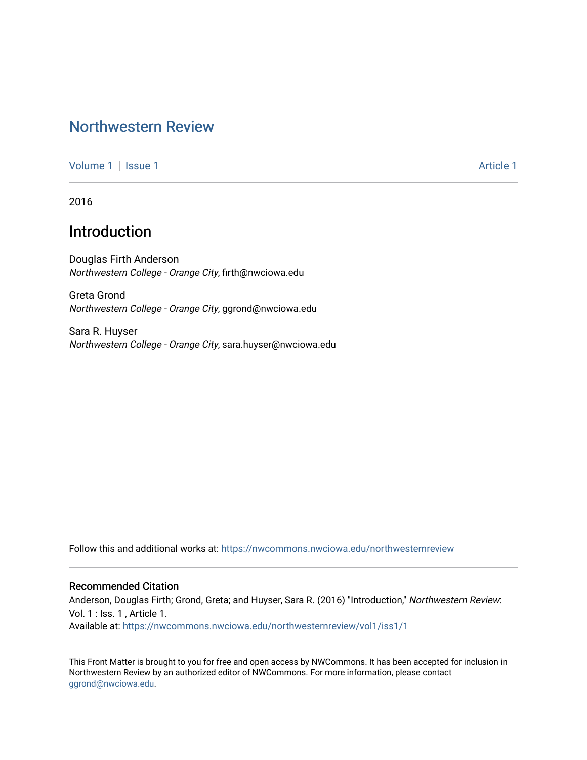# Northwestern Review

Volume 1 | Issue 1 Article 1

2016

## Introduction

Douglas Firth Anderson
*Northwestern College - Orange City*, firth@nwciowa.edu

Greta Grond
*Northwestern College - Orange City*, ggrond@nwciowa.edu

Sara R. Huyser
*Northwestern College - Orange City*, sara.huyser@nwciowa.edu

Follow this and additional works at: https://nwcommons.nwciowa.edu/northwesternreview

### Recommended Citation

Anderson, Douglas Firth; Grond, Greta; and Huyser, Sara R. (2016) "Introduction," *Northwestern Review*: Vol. 1 : Iss. 1 , Article 1.
Available at: https://nwcommons.nwciowa.edu/northwesternreview/vol1/iss1/1

This Front Matter is brought to you for free and open access by NWCommons. It has been accepted for inclusion in Northwestern Review by an authorized editor of NWCommons. For more information, please contact ggrond@nwciowa.edu.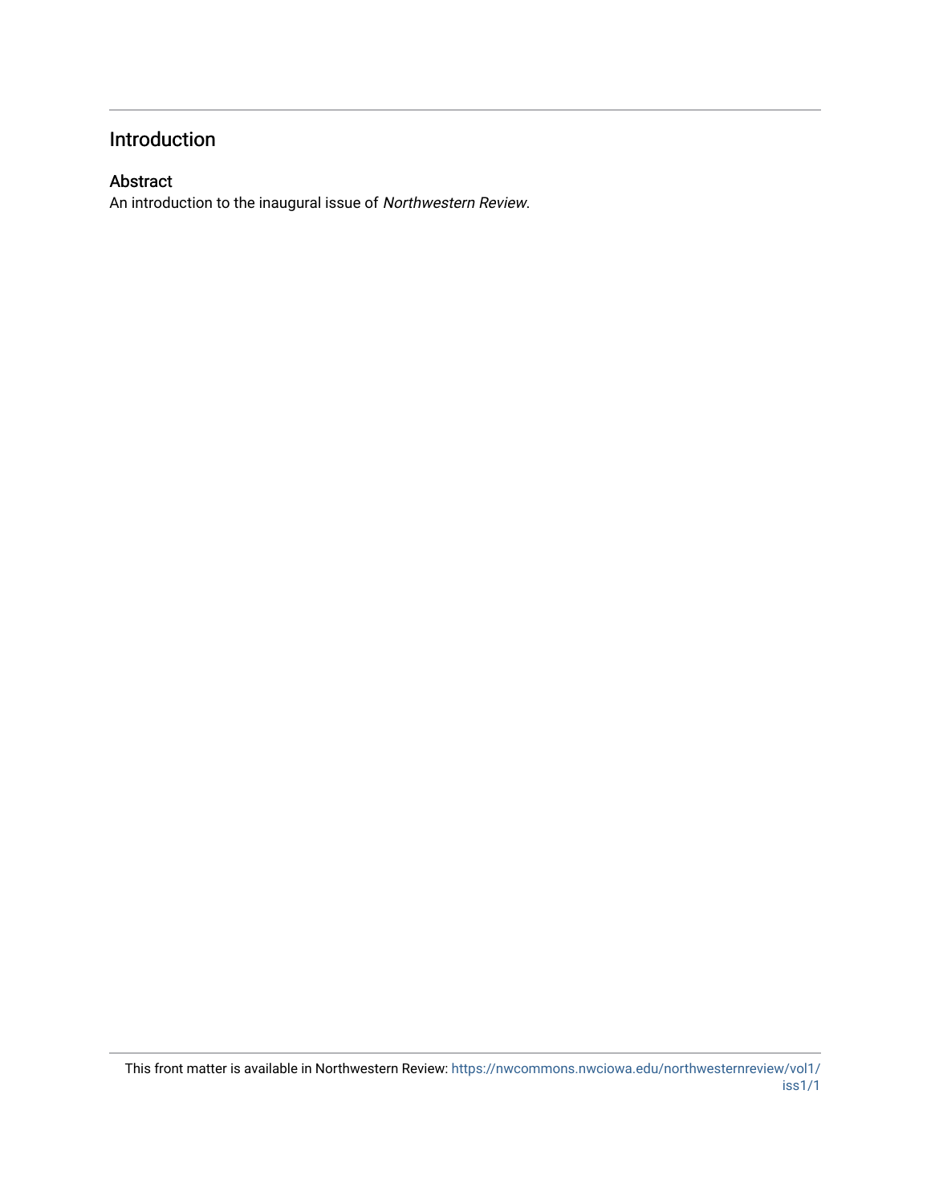# Introduction

## Abstract

An introduction to the inaugural issue of *Northwestern Review*.

This front matter is available in Northwestern Review: https://nwcommons.nwciowa.edu/northwesternreview/vol1/iss1/1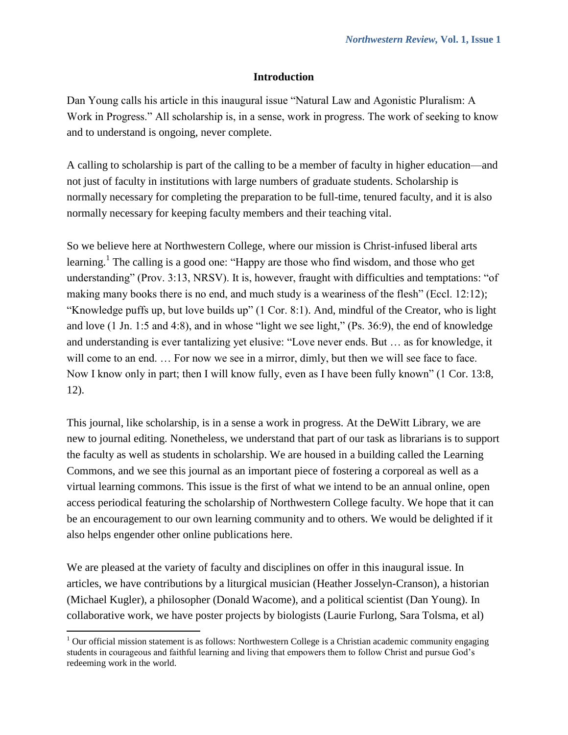## Introduction

Dan Young calls his article in this inaugural issue "Natural Law and Agonistic Pluralism: A Work in Progress." All scholarship is, in a sense, work in progress. The work of seeking to know and to understand is ongoing, never complete.

A calling to scholarship is part of the calling to be a member of faculty in higher education—and not just of faculty in institutions with large numbers of graduate students. Scholarship is normally necessary for completing the preparation to be full-time, tenured faculty, and it is also normally necessary for keeping faculty members and their teaching vital.

So we believe here at Northwestern College, where our mission is Christ-infused liberal arts learning.[1] The calling is a good one: "Happy are those who find wisdom, and those who get understanding" (Prov. 3:13, NRSV). It is, however, fraught with difficulties and temptations: "of making many books there is no end, and much study is a weariness of the flesh" (Eccl. 12:12); "Knowledge puffs up, but love builds up" (1 Cor. 8:1). And, mindful of the Creator, who is light and love (1 Jn. 1:5 and 4:8), and in whose "light we see light," (Ps. 36:9), the end of knowledge and understanding is ever tantalizing yet elusive: "Love never ends. But … as for knowledge, it will come to an end. … For now we see in a mirror, dimly, but then we will see face to face. Now I know only in part; then I will know fully, even as I have been fully known" (1 Cor. 13:8, 12).

This journal, like scholarship, is in a sense a work in progress. At the DeWitt Library, we are new to journal editing. Nonetheless, we understand that part of our task as librarians is to support the faculty as well as students in scholarship. We are housed in a building called the Learning Commons, and we see this journal as an important piece of fostering a corporeal as well as a virtual learning commons. This issue is the first of what we intend to be an annual online, open access periodical featuring the scholarship of Northwestern College faculty. We hope that it can be an encouragement to our own learning community and to others. We would be delighted if it also helps engender other online publications here.

We are pleased at the variety of faculty and disciplines on offer in this inaugural issue. In articles, we have contributions by a liturgical musician (Heather Josselyn-Cranson), a historian (Michael Kugler), a philosopher (Donald Wacome), and a political scientist (Dan Young). In collaborative work, we have poster projects by biologists (Laurie Furlong, Sara Tolsma, et al)

[1] Our official mission statement is as follows: Northwestern College is a Christian academic community engaging students in courageous and faithful learning and living that empowers them to follow Christ and pursue God's redeeming work in the world.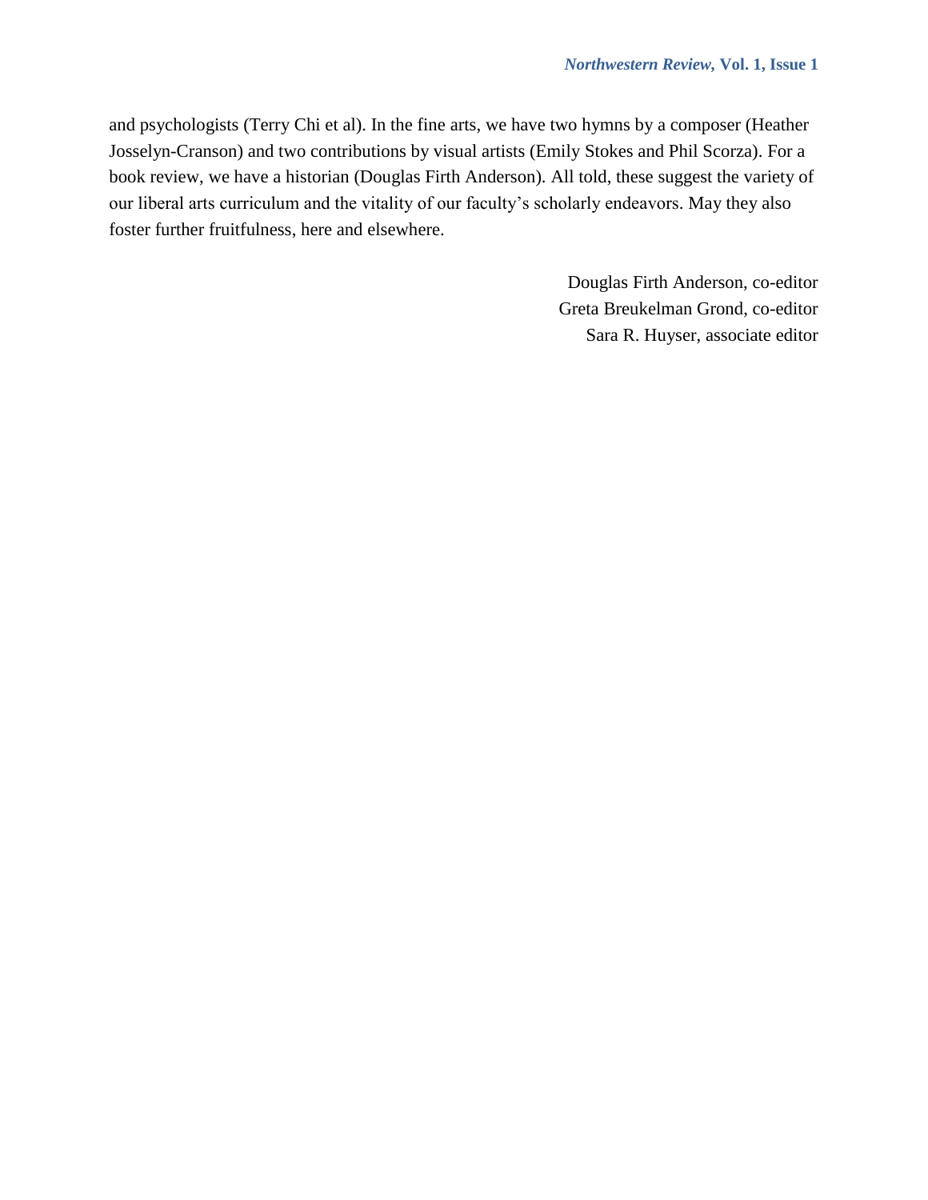and psychologists (Terry Chi et al). In the fine arts, we have two hymns by a composer (Heather Josselyn-Cranson) and two contributions by visual artists (Emily Stokes and Phil Scorza). For a book review, we have a historian (Douglas Firth Anderson). All told, these suggest the variety of our liberal arts curriculum and the vitality of our faculty's scholarly endeavors. May they also foster further fruitfulness, here and elsewhere.

Douglas Firth Anderson, co-editor
Greta Breukelman Grond, co-editor
Sara R. Huyser, associate editor